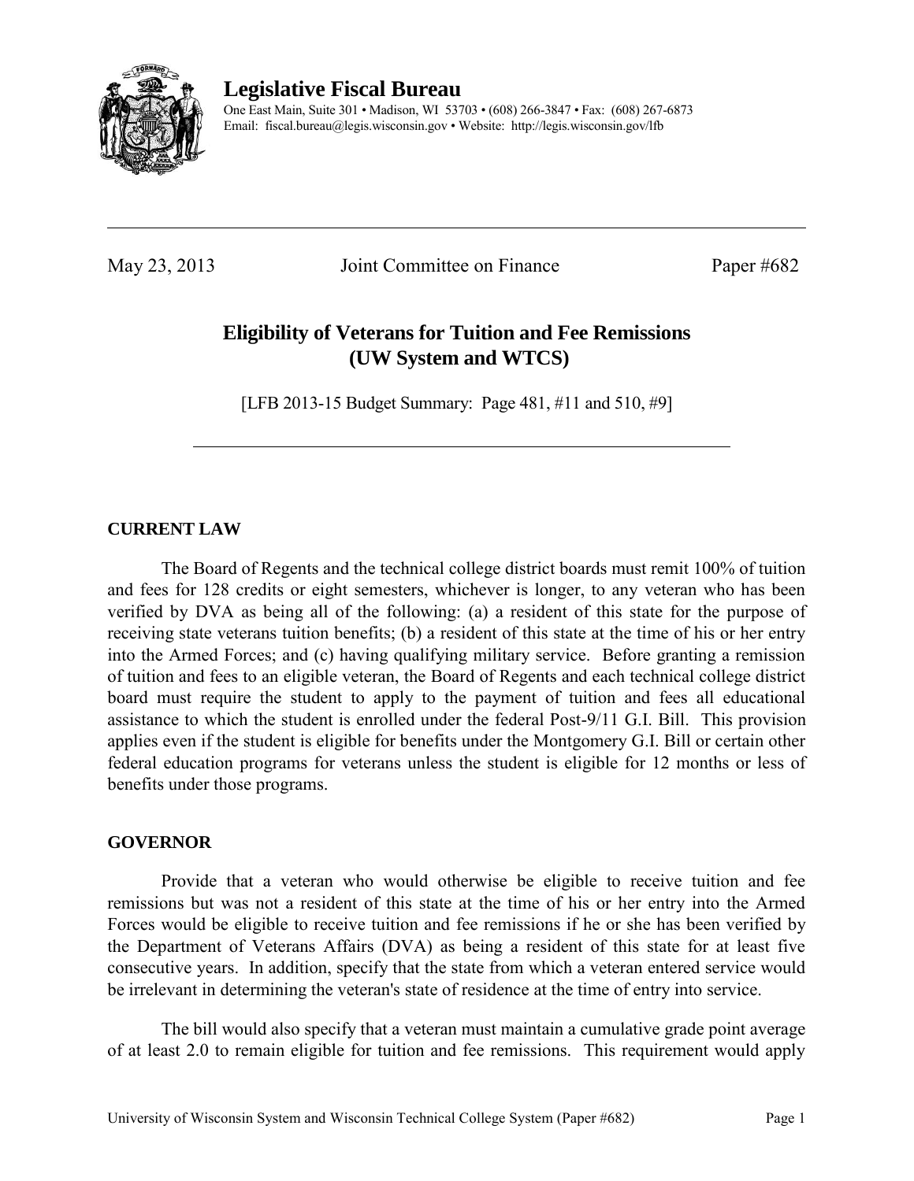**Legislative Fiscal Bureau**

One East Main, Suite 301 • Madison, WI 53703 • (608) 266-3847 • Fax: (608) 267-6873
Email: fiscal.bureau@legis.wisconsin.gov • Website: http://legis.wisconsin.gov/lfb

---

May 23, 2013 Joint Committee on Finance Paper #682

# Eligibility of Veterans for Tuition and Fee Remissions (UW System and WTCS)

[LFB 2013-15 Budget Summary: Page 481, #11 and 510, #9]

---

## CURRENT LAW

The Board of Regents and the technical college district boards must remit 100% of tuition and fees for 128 credits or eight semesters, whichever is longer, to any veteran who has been verified by DVA as being all of the following: (a) a resident of this state for the purpose of receiving state veterans tuition benefits; (b) a resident of this state at the time of his or her entry into the Armed Forces; and (c) having qualifying military service. Before granting a remission of tuition and fees to an eligible veteran, the Board of Regents and each technical college district board must require the student to apply to the payment of tuition and fees all educational assistance to which the student is enrolled under the federal Post-9/11 G.I. Bill. This provision applies even if the student is eligible for benefits under the Montgomery G.I. Bill or certain other federal education programs for veterans unless the student is eligible for 12 months or less of benefits under those programs.

## GOVERNOR

Provide that a veteran who would otherwise be eligible to receive tuition and fee remissions but was not a resident of this state at the time of his or her entry into the Armed Forces would be eligible to receive tuition and fee remissions if he or she has been verified by the Department of Veterans Affairs (DVA) as being a resident of this state for at least five consecutive years. In addition, specify that the state from which a veteran entered service would be irrelevant in determining the veteran's state of residence at the time of entry into service.

The bill would also specify that a veteran must maintain a cumulative grade point average of at least 2.0 to remain eligible for tuition and fee remissions. This requirement would apply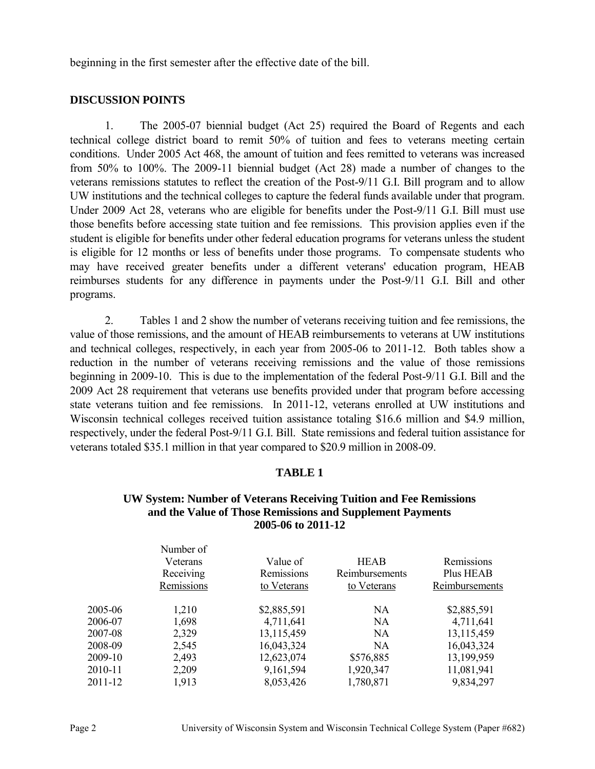beginning in the first semester after the effective date of the bill.

**DISCUSSION POINTS**

1. The 2005-07 biennial budget (Act 25) required the Board of Regents and each technical college district board to remit 50% of tuition and fees to veterans meeting certain conditions. Under 2005 Act 468, the amount of tuition and fees remitted to veterans was increased from 50% to 100%. The 2009-11 biennial budget (Act 28) made a number of changes to the veterans remissions statutes to reflect the creation of the Post-9/11 G.I. Bill program and to allow UW institutions and the technical colleges to capture the federal funds available under that program. Under 2009 Act 28, veterans who are eligible for benefits under the Post-9/11 G.I. Bill must use those benefits before accessing state tuition and fee remissions. This provision applies even if the student is eligible for benefits under other federal education programs for veterans unless the student is eligible for 12 months or less of benefits under those programs. To compensate students who may have received greater benefits under a different veterans' education program, HEAB reimburses students for any difference in payments under the Post-9/11 G.I. Bill and other programs.

2. Tables 1 and 2 show the number of veterans receiving tuition and fee remissions, the value of those remissions, and the amount of HEAB reimbursements to veterans at UW institutions and technical colleges, respectively, in each year from 2005-06 to 2011-12. Both tables show a reduction in the number of veterans receiving remissions and the value of those remissions beginning in 2009-10. This is due to the implementation of the federal Post-9/11 G.I. Bill and the 2009 Act 28 requirement that veterans use benefits provided under that program before accessing state veterans tuition and fee remissions. In 2011-12, veterans enrolled at UW institutions and Wisconsin technical colleges received tuition assistance totaling \$16.6 million and \$4.9 million, respectively, under the federal Post-9/11 G.I. Bill. State remissions and federal tuition assistance for veterans totaled \$35.1 million in that year compared to \$20.9 million in 2008-09.

**TABLE 1**

**UW System: Number of Veterans Receiving Tuition and Fee Remissions and the Value of Those Remissions and Supplement Payments 2005-06 to 2011-12**

| | Number of Veterans Receiving Remissions | Value of Remissions to Veterans | HEAB Reimbursements to Veterans | Remissions Plus HEAB Reimbursements |
|---|---|---|---|---|
| 2005-06 | 1,210 | $2,885,591 | NA | $2,885,591 |
| 2006-07 | 1,698 | 4,711,641 | NA | 4,711,641 |
| 2007-08 | 2,329 | 13,115,459 | NA | 13,115,459 |
| 2008-09 | 2,545 | 16,043,324 | NA | 16,043,324 |
| 2009-10 | 2,493 | 12,623,074 | $576,885 | 13,199,959 |
| 2010-11 | 2,209 | 9,161,594 | 1,920,347 | 11,081,941 |
| 2011-12 | 1,913 | 8,053,426 | 1,780,871 | 9,834,297 |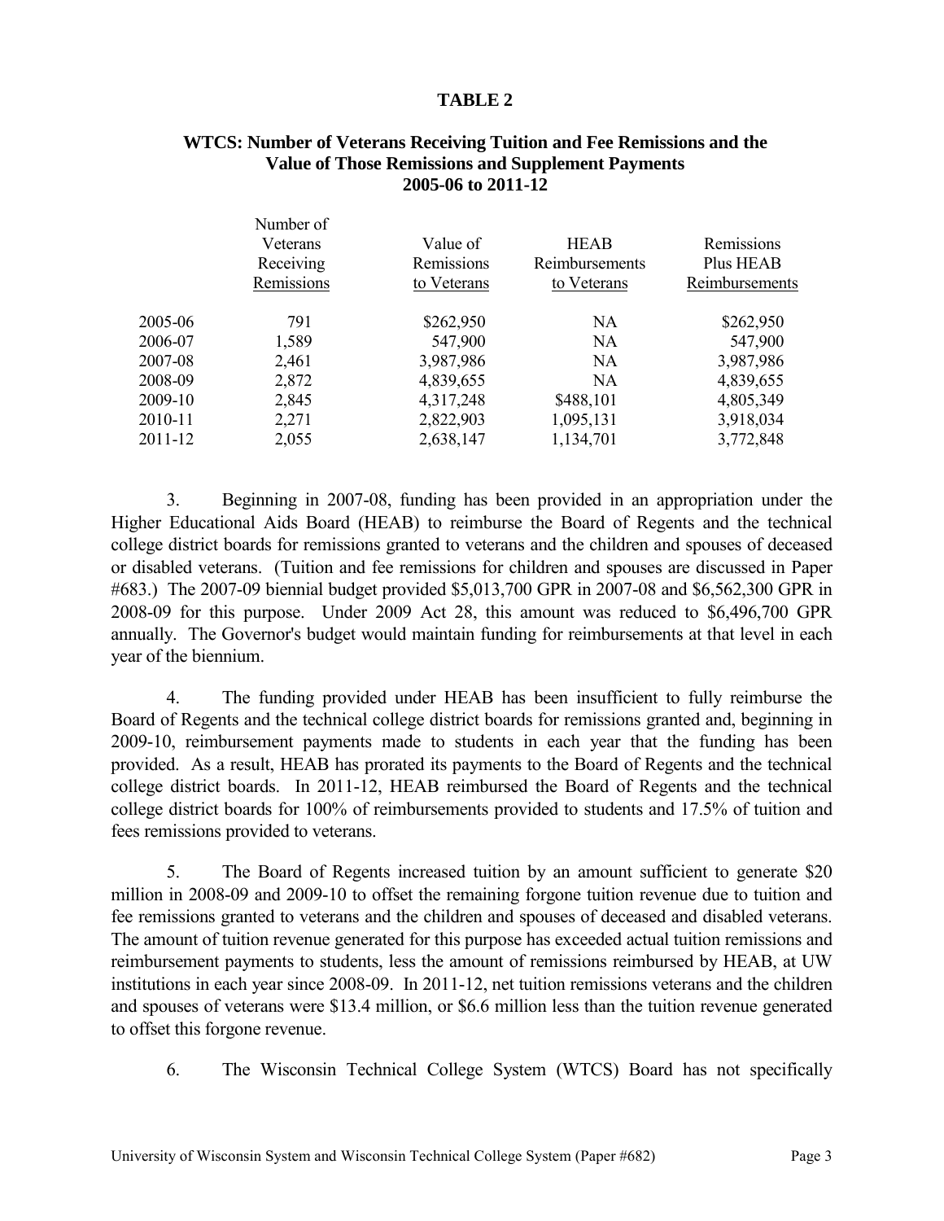**TABLE 2**

**WTCS: Number of Veterans Receiving Tuition and Fee Remissions and the Value of Those Remissions and Supplement Payments 2005-06 to 2011-12**

| | Number of Veterans Receiving Remissions | Value of Remissions to Veterans | HEAB Reimbursements to Veterans | Remissions Plus HEAB Reimbursements |
|---|---|---|---|---|
| 2005-06 | 791 | $262,950 | NA | $262,950 |
| 2006-07 | 1,589 | 547,900 | NA | 547,900 |
| 2007-08 | 2,461 | 3,987,986 | NA | 3,987,986 |
| 2008-09 | 2,872 | 4,839,655 | NA | 4,839,655 |
| 2009-10 | 2,845 | 4,317,248 | $488,101 | 4,805,349 |
| 2010-11 | 2,271 | 2,822,903 | 1,095,131 | 3,918,034 |
| 2011-12 | 2,055 | 2,638,147 | 1,134,701 | 3,772,848 |

3. Beginning in 2007-08, funding has been provided in an appropriation under the Higher Educational Aids Board (HEAB) to reimburse the Board of Regents and the technical college district boards for remissions granted to veterans and the children and spouses of deceased or disabled veterans. (Tuition and fee remissions for children and spouses are discussed in Paper #683.) The 2007-09 biennial budget provided $5,013,700 GPR in 2007-08 and $6,562,300 GPR in 2008-09 for this purpose. Under 2009 Act 28, this amount was reduced to $6,496,700 GPR annually. The Governor's budget would maintain funding for reimbursements at that level in each year of the biennium.

4. The funding provided under HEAB has been insufficient to fully reimburse the Board of Regents and the technical college district boards for remissions granted and, beginning in 2009-10, reimbursement payments made to students in each year that the funding has been provided. As a result, HEAB has prorated its payments to the Board of Regents and the technical college district boards. In 2011-12, HEAB reimbursed the Board of Regents and the technical college district boards for 100% of reimbursements provided to students and 17.5% of tuition and fees remissions provided to veterans.

5. The Board of Regents increased tuition by an amount sufficient to generate $20 million in 2008-09 and 2009-10 to offset the remaining forgone tuition revenue due to tuition and fee remissions granted to veterans and the children and spouses of deceased and disabled veterans. The amount of tuition revenue generated for this purpose has exceeded actual tuition remissions and reimbursement payments to students, less the amount of remissions reimbursed by HEAB, at UW institutions in each year since 2008-09. In 2011-12, net tuition remissions veterans and the children and spouses of veterans were $13.4 million, or $6.6 million less than the tuition revenue generated to offset this forgone revenue.

6. The Wisconsin Technical College System (WTCS) Board has not specifically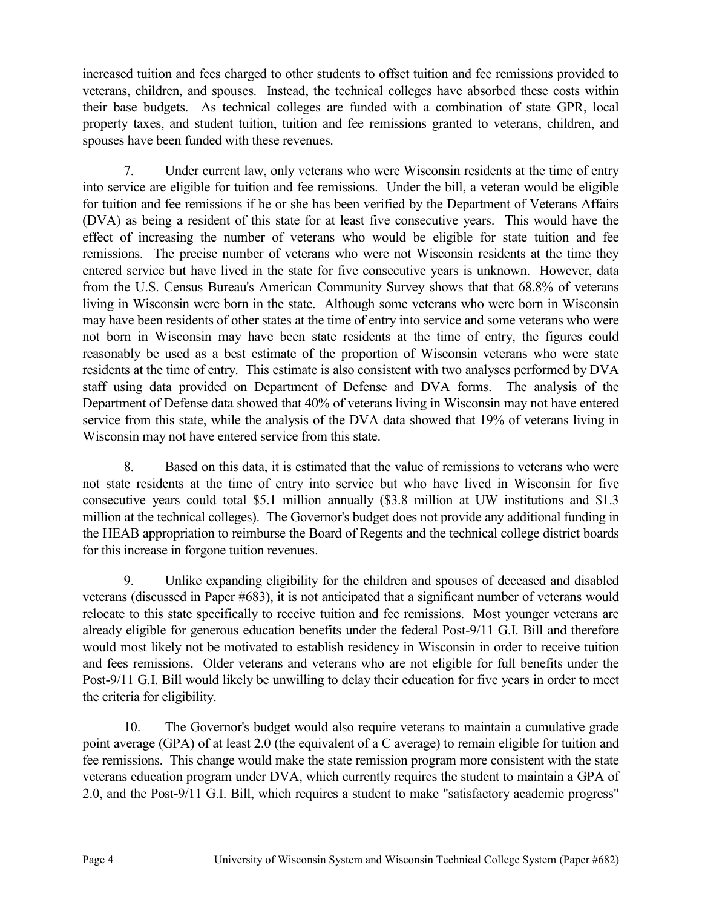increased tuition and fees charged to other students to offset tuition and fee remissions provided to veterans, children, and spouses. Instead, the technical colleges have absorbed these costs within their base budgets. As technical colleges are funded with a combination of state GPR, local property taxes, and student tuition, tuition and fee remissions granted to veterans, children, and spouses have been funded with these revenues.

7. Under current law, only veterans who were Wisconsin residents at the time of entry into service are eligible for tuition and fee remissions. Under the bill, a veteran would be eligible for tuition and fee remissions if he or she has been verified by the Department of Veterans Affairs (DVA) as being a resident of this state for at least five consecutive years. This would have the effect of increasing the number of veterans who would be eligible for state tuition and fee remissions. The precise number of veterans who were not Wisconsin residents at the time they entered service but have lived in the state for five consecutive years is unknown. However, data from the U.S. Census Bureau's American Community Survey shows that that 68.8% of veterans living in Wisconsin were born in the state. Although some veterans who were born in Wisconsin may have been residents of other states at the time of entry into service and some veterans who were not born in Wisconsin may have been state residents at the time of entry, the figures could reasonably be used as a best estimate of the proportion of Wisconsin veterans who were state residents at the time of entry. This estimate is also consistent with two analyses performed by DVA staff using data provided on Department of Defense and DVA forms. The analysis of the Department of Defense data showed that 40% of veterans living in Wisconsin may not have entered service from this state, while the analysis of the DVA data showed that 19% of veterans living in Wisconsin may not have entered service from this state.

8. Based on this data, it is estimated that the value of remissions to veterans who were not state residents at the time of entry into service but who have lived in Wisconsin for five consecutive years could total $5.1 million annually ($3.8 million at UW institutions and $1.3 million at the technical colleges). The Governor's budget does not provide any additional funding in the HEAB appropriation to reimburse the Board of Regents and the technical college district boards for this increase in forgone tuition revenues.

9. Unlike expanding eligibility for the children and spouses of deceased and disabled veterans (discussed in Paper #683), it is not anticipated that a significant number of veterans would relocate to this state specifically to receive tuition and fee remissions. Most younger veterans are already eligible for generous education benefits under the federal Post-9/11 G.I. Bill and therefore would most likely not be motivated to establish residency in Wisconsin in order to receive tuition and fees remissions. Older veterans and veterans who are not eligible for full benefits under the Post-9/11 G.I. Bill would likely be unwilling to delay their education for five years in order to meet the criteria for eligibility.

10. The Governor's budget would also require veterans to maintain a cumulative grade point average (GPA) of at least 2.0 (the equivalent of a C average) to remain eligible for tuition and fee remissions. This change would make the state remission program more consistent with the state veterans education program under DVA, which currently requires the student to maintain a GPA of 2.0, and the Post-9/11 G.I. Bill, which requires a student to make "satisfactory academic progress"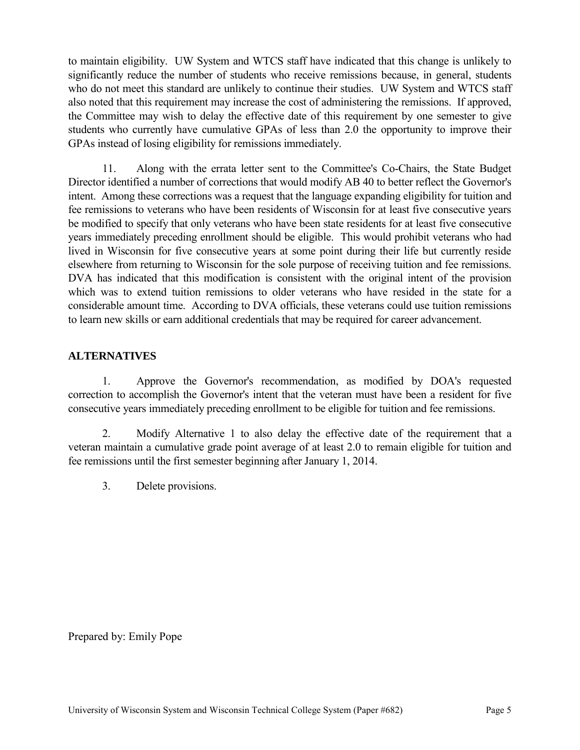to maintain eligibility. UW System and WTCS staff have indicated that this change is unlikely to significantly reduce the number of students who receive remissions because, in general, students who do not meet this standard are unlikely to continue their studies. UW System and WTCS staff also noted that this requirement may increase the cost of administering the remissions. If approved, the Committee may wish to delay the effective date of this requirement by one semester to give students who currently have cumulative GPAs of less than 2.0 the opportunity to improve their GPAs instead of losing eligibility for remissions immediately.

11. Along with the errata letter sent to the Committee's Co-Chairs, the State Budget Director identified a number of corrections that would modify AB 40 to better reflect the Governor's intent. Among these corrections was a request that the language expanding eligibility for tuition and fee remissions to veterans who have been residents of Wisconsin for at least five consecutive years be modified to specify that only veterans who have been state residents for at least five consecutive years immediately preceding enrollment should be eligible. This would prohibit veterans who had lived in Wisconsin for five consecutive years at some point during their life but currently reside elsewhere from returning to Wisconsin for the sole purpose of receiving tuition and fee remissions. DVA has indicated that this modification is consistent with the original intent of the provision which was to extend tuition remissions to older veterans who have resided in the state for a considerable amount time. According to DVA officials, these veterans could use tuition remissions to learn new skills or earn additional credentials that may be required for career advancement.

## ALTERNATIVES

1. Approve the Governor's recommendation, as modified by DOA's requested correction to accomplish the Governor's intent that the veteran must have been a resident for five consecutive years immediately preceding enrollment to be eligible for tuition and fee remissions.

2. Modify Alternative 1 to also delay the effective date of the requirement that a veteran maintain a cumulative grade point average of at least 2.0 to remain eligible for tuition and fee remissions until the first semester beginning after January 1, 2014.

3. Delete provisions.

Prepared by: Emily Pope